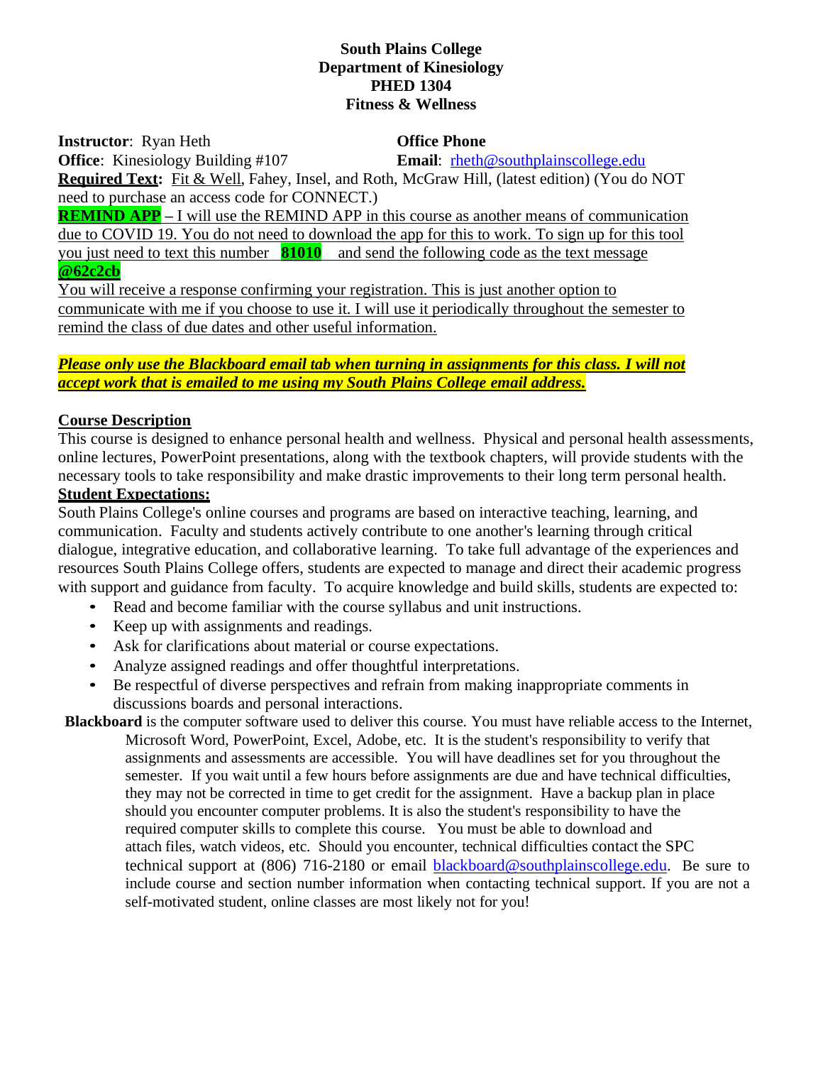**South Plains College**
**Department of Kinesiology**
**PHED 1304**
**Fitness & Wellness**

**Instructor**: Ryan Heth
**Office Phone**
**Office**: Kinesiology Building #107
**Email**: rheth@southplainscollege.edu

**Required Text:** Fit & Well, Fahey, Insel, and Roth, McGraw Hill, (latest edition) (You do NOT need to purchase an access code for CONNECT.)

**REMIND APP** – I will use the REMIND APP in this course as another means of communication due to COVID 19. You do not need to download the app for this to work. To sign up for this tool you just need to text this number **81010** and send the following code as the text message **@62c2cb**

You will receive a response confirming your registration. This is just another option to communicate with me if you choose to use it. I will use it periodically throughout the semester to remind the class of due dates and other useful information.

***Please only use the Blackboard email tab when turning in assignments for this class. I will not accept work that is emailed to me using my South Plains College email address.***

**Course Description**

This course is designed to enhance personal health and wellness. Physical and personal health assessments, online lectures, PowerPoint presentations, along with the textbook chapters, will provide students with the necessary tools to take responsibility and make drastic improvements to their long term personal health.

**Student Expectations:**

South Plains College's online courses and programs are based on interactive teaching, learning, and communication. Faculty and students actively contribute to one another's learning through critical dialogue, integrative education, and collaborative learning. To take full advantage of the experiences and resources South Plains College offers, students are expected to manage and direct their academic progress with support and guidance from faculty. To acquire knowledge and build skills, students are expected to:

- Read and become familiar with the course syllabus and unit instructions.
- Keep up with assignments and readings.
- Ask for clarifications about material or course expectations.
- Analyze assigned readings and offer thoughtful interpretations.
- Be respectful of diverse perspectives and refrain from making inappropriate comments in discussions boards and personal interactions.

**Blackboard** is the computer software used to deliver this course. You must have reliable access to the Internet, Microsoft Word, PowerPoint, Excel, Adobe, etc. It is the student's responsibility to verify that assignments and assessments are accessible. You will have deadlines set for you throughout the semester. If you wait until a few hours before assignments are due and have technical difficulties, they may not be corrected in time to get credit for the assignment. Have a backup plan in place should you encounter computer problems. It is also the student's responsibility to have the required computer skills to complete this course. You must be able to download and attach files, watch videos, etc. Should you encounter, technical difficulties contact the SPC technical support at (806) 716-2180 or email blackboard@southplainscollege.edu. Be sure to include course and section number information when contacting technical support. If you are not a self-motivated student, online classes are most likely not for you!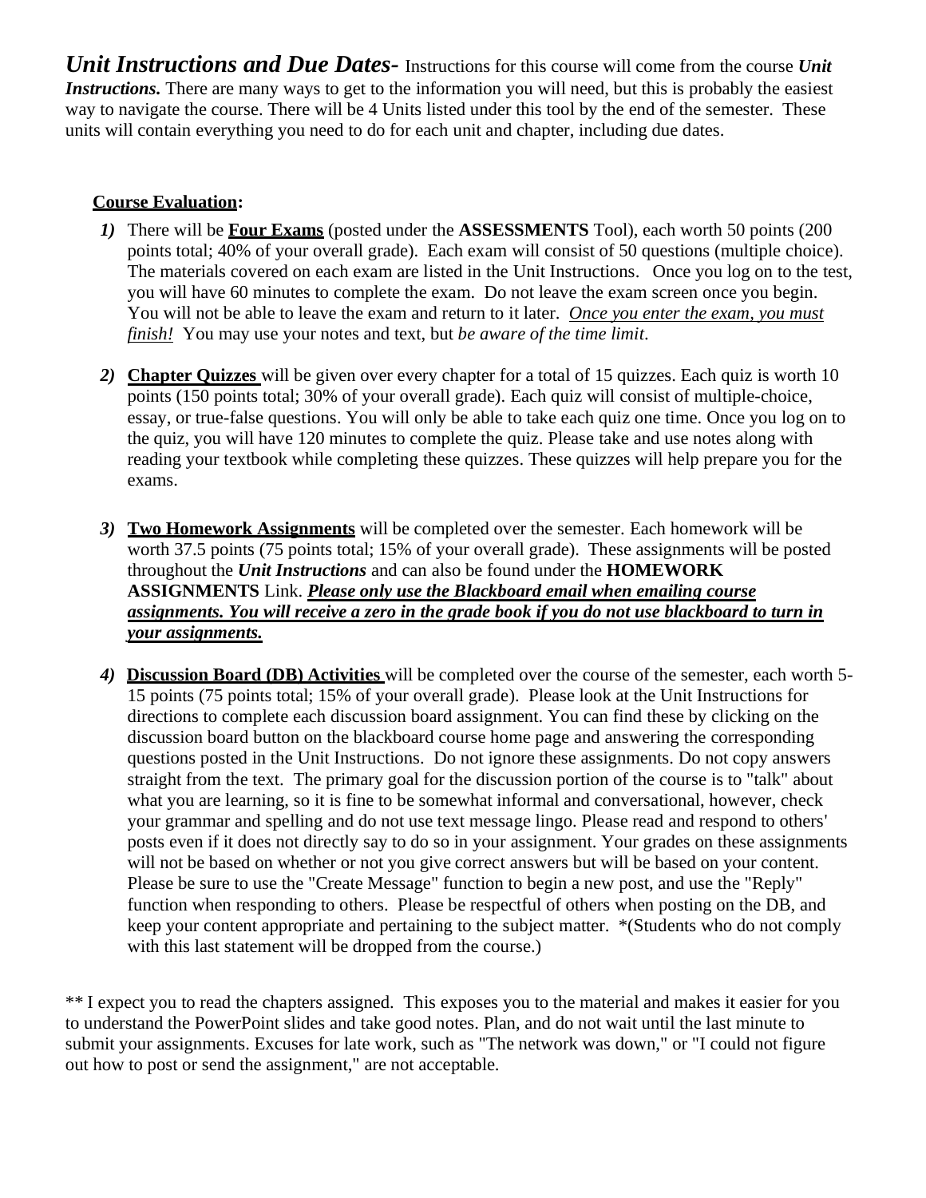***Unit Instructions and Due Dates-*** Instructions for this course will come from the course ***Unit Instructions.*** There are many ways to get to the information you will need, but this is probably the easiest way to navigate the course. There will be 4 Units listed under this tool by the end of the semester. These units will contain everything you need to do for each unit and chapter, including due dates.

**Course Evaluation:**

1) There will be **Four Exams** (posted under the **ASSESSMENTS** Tool), each worth 50 points (200 points total; 40% of your overall grade). Each exam will consist of 50 questions (multiple choice). The materials covered on each exam are listed in the Unit Instructions. Once you log on to the test, you will have 60 minutes to complete the exam. Do not leave the exam screen once you begin. You will not be able to leave the exam and return to it later. *Once you enter the exam, you must finish!* You may use your notes and text, but *be aware of the time limit*.

2) **Chapter Quizzes** will be given over every chapter for a total of 15 quizzes. Each quiz is worth 10 points (150 points total; 30% of your overall grade). Each quiz will consist of multiple-choice, essay, or true-false questions. You will only be able to take each quiz one time. Once you log on to the quiz, you will have 120 minutes to complete the quiz. Please take and use notes along with reading your textbook while completing these quizzes. These quizzes will help prepare you for the exams.

3) **Two Homework Assignments** will be completed over the semester. Each homework will be worth 37.5 points (75 points total; 15% of your overall grade). These assignments will be posted throughout the ***Unit Instructions*** and can also be found under the **HOMEWORK ASSIGNMENTS** Link. ***Please only use the Blackboard email when emailing course assignments. You will receive a zero in the grade book if you do not use blackboard to turn in your assignments.***

4) **Discussion Board (DB) Activities** will be completed over the course of the semester, each worth 5-15 points (75 points total; 15% of your overall grade). Please look at the Unit Instructions for directions to complete each discussion board assignment. You can find these by clicking on the discussion board button on the blackboard course home page and answering the corresponding questions posted in the Unit Instructions. Do not ignore these assignments. Do not copy answers straight from the text. The primary goal for the discussion portion of the course is to "talk" about what you are learning, so it is fine to be somewhat informal and conversational, however, check your grammar and spelling and do not use text message lingo. Please read and respond to others' posts even if it does not directly say to do so in your assignment. Your grades on these assignments will not be based on whether or not you give correct answers but will be based on your content. Please be sure to use the "Create Message" function to begin a new post, and use the "Reply" function when responding to others. Please be respectful of others when posting on the DB, and keep your content appropriate and pertaining to the subject matter. *(Students who do not comply with this last statement will be dropped from the course.)

** I expect you to read the chapters assigned. This exposes you to the material and makes it easier for you to understand the PowerPoint slides and take good notes. Plan, and do not wait until the last minute to submit your assignments. Excuses for late work, such as "The network was down," or "I could not figure out how to post or send the assignment," are not acceptable.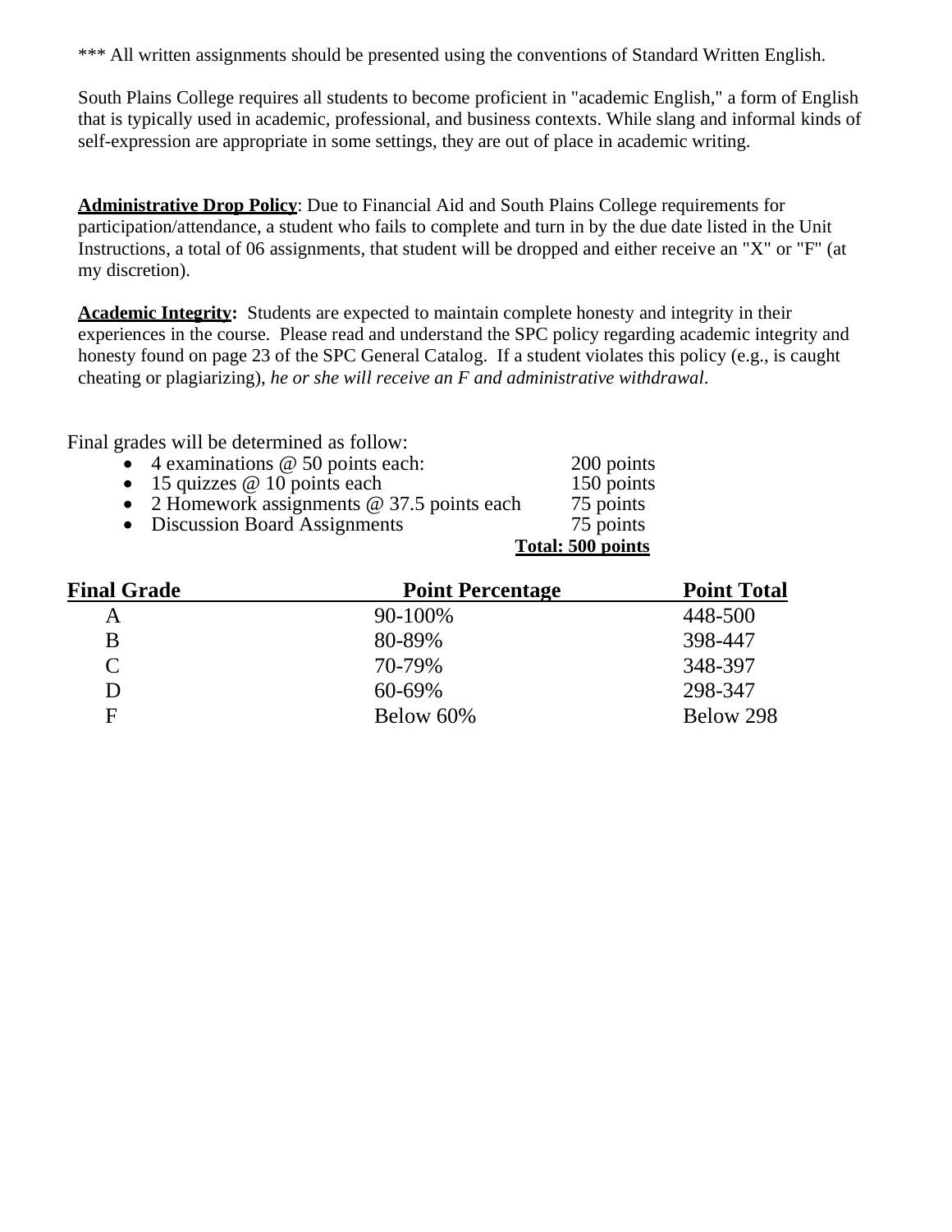*** All written assignments should be presented using the conventions of Standard Written English.

South Plains College requires all students to become proficient in "academic English," a form of English that is typically used in academic, professional, and business contexts. While slang and informal kinds of self-expression are appropriate in some settings, they are out of place in academic writing.

**Administrative Drop Policy**: Due to Financial Aid and South Plains College requirements for participation/attendance, a student who fails to complete and turn in by the due date listed in the Unit Instructions, a total of 06 assignments, that student will be dropped and either receive an "X" or "F" (at my discretion).

**Academic Integrity:** Students are expected to maintain complete honesty and integrity in their experiences in the course. Please read and understand the SPC policy regarding academic integrity and honesty found on page 23 of the SPC General Catalog. If a student violates this policy (e.g., is caught cheating or plagiarizing), *he or she will receive an F and administrative withdrawal*.

Final grades will be determined as follow:

- 4 examinations @ 50 points each: 200 points
- 15 quizzes @ 10 points each 150 points
- 2 Homework assignments @ 37.5 points each 75 points
- Discussion Board Assignments 75 points

**Total: 500 points**

| Final Grade | Point Percentage | Point Total |
|---|---|---|
| A | 90-100% | 448-500 |
| B | 80-89% | 398-447 |
| C | 70-79% | 348-397 |
| D | 60-69% | 298-347 |
| F | Below 60% | Below 298 |